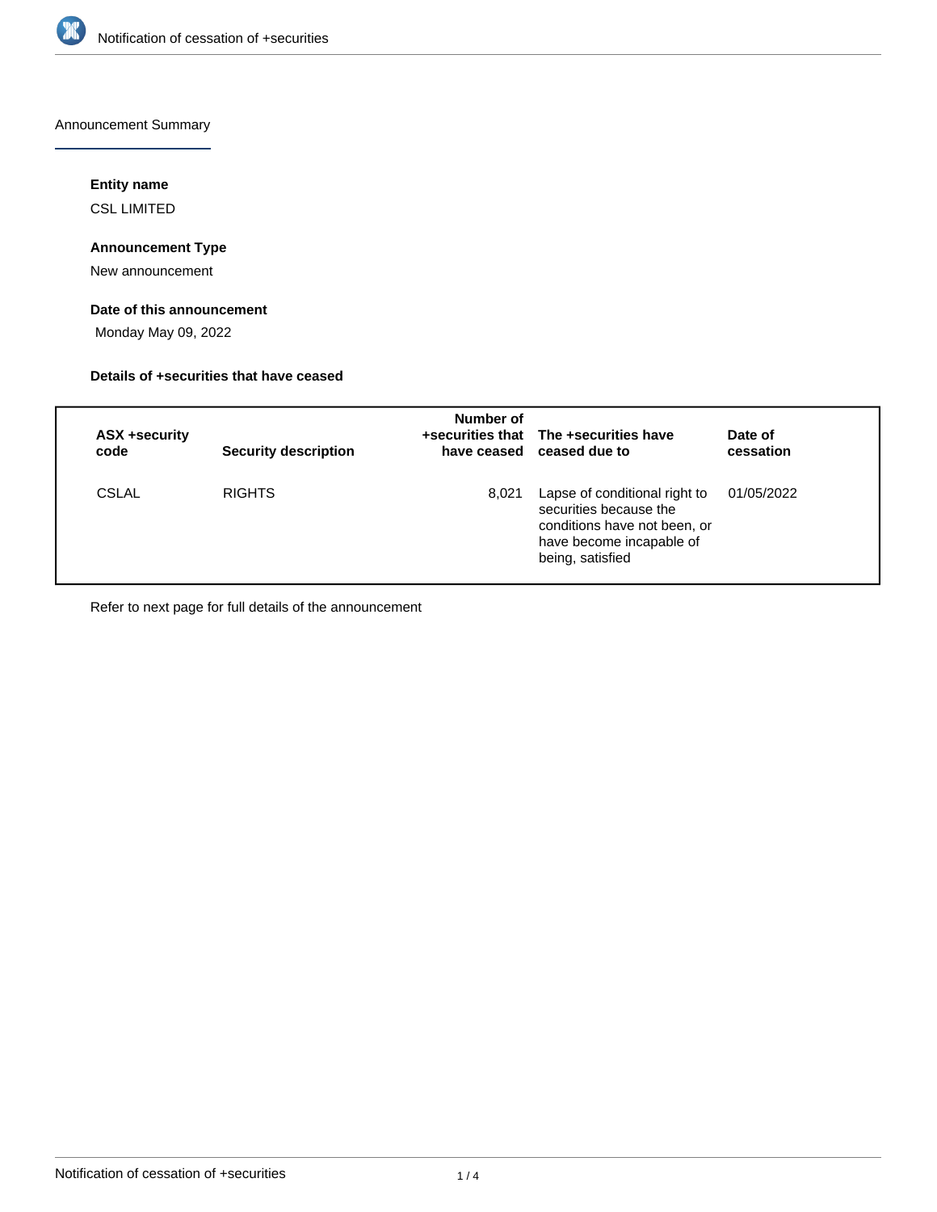# Notification of cessation of +securities

## Announcement Summary

### Entity name

CSL LIMITED

### Announcement Type

New announcement

### Date of this announcement

Monday May 09, 2022

### Details of +securities that have ceased

| ASX +security code | Security description | Number of +securities that have ceased | The +securities have ceased due to | Date of cessation |
| --- | --- | --- | --- | --- |
| CSLAL | RIGHTS | 8,021 | Lapse of conditional right to securities because the conditions have not been, or have become incapable of being, satisfied | 01/05/2022 |

Refer to next page for full details of the announcement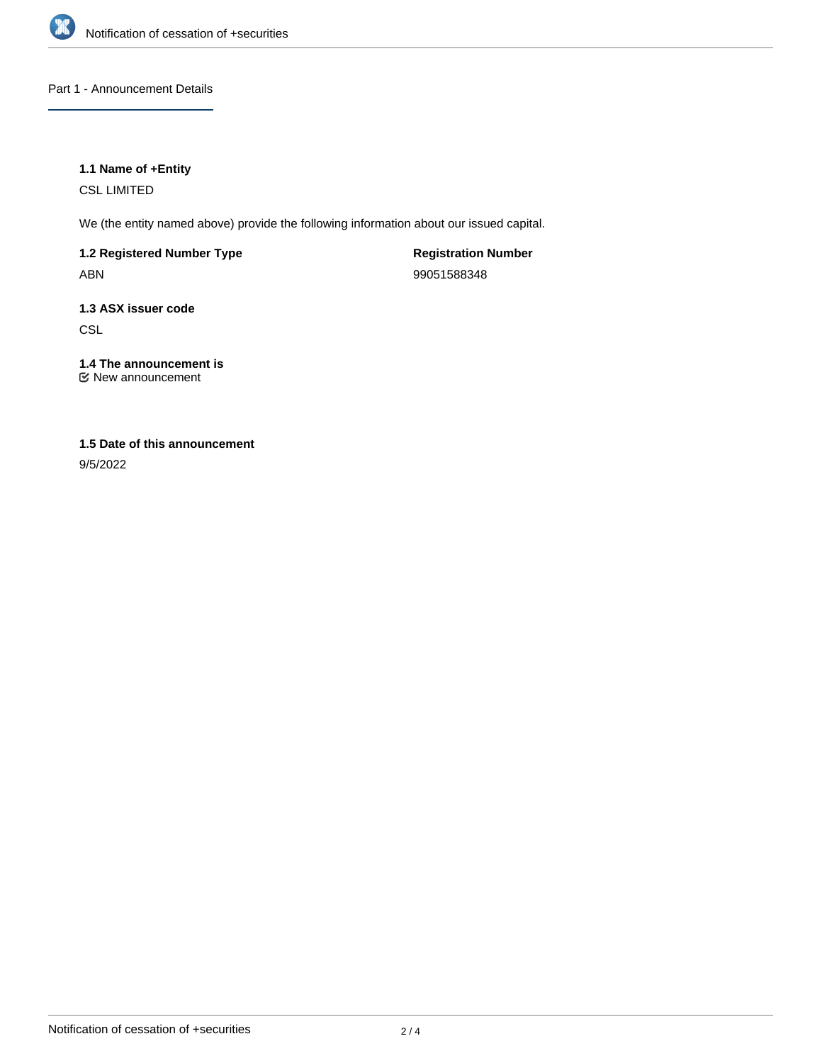## Part 1 - Announcement Details

### 1.1 Name of +Entity

CSL LIMITED

We (the entity named above) provide the following information about our issued capital.

**1.2 Registered Number Type**

ABN

**Registration Number**

99051588348

### 1.3 ASX issuer code

CSL

### 1.4 The announcement is

☑ New announcement

### 1.5 Date of this announcement

9/5/2022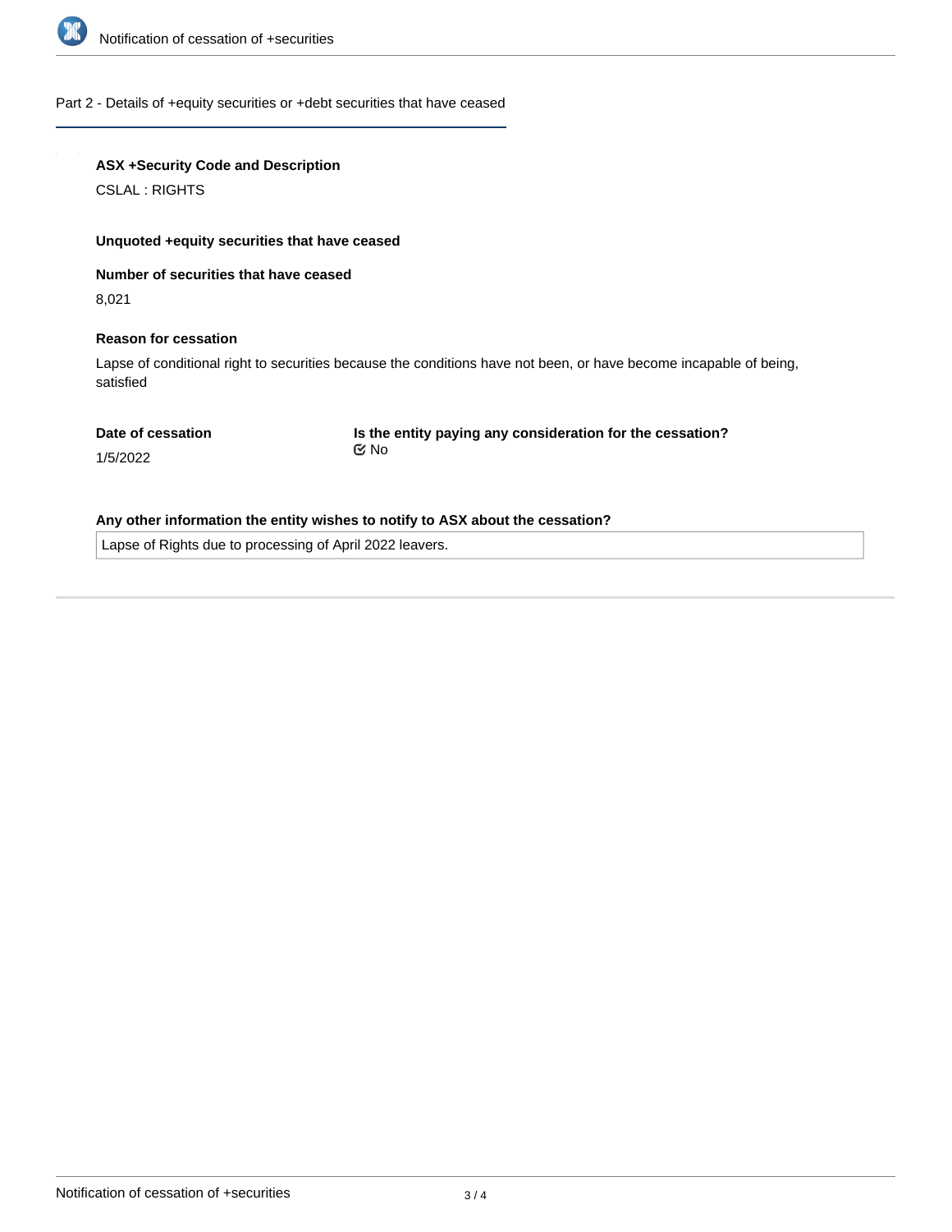## Part 2 - Details of +equity securities or +debt securities that have ceased

**ASX +Security Code and Description**

CSLAL : RIGHTS

**Unquoted +equity securities that have ceased**

**Number of securities that have ceased**

8,021

**Reason for cessation**

Lapse of conditional right to securities because the conditions have not been, or have become incapable of being, satisfied

**Date of cessation**

1/5/2022

**Is the entity paying any consideration for the cessation?**

No

**Any other information the entity wishes to notify to ASX about the cessation?**

Lapse of Rights due to processing of April 2022 leavers.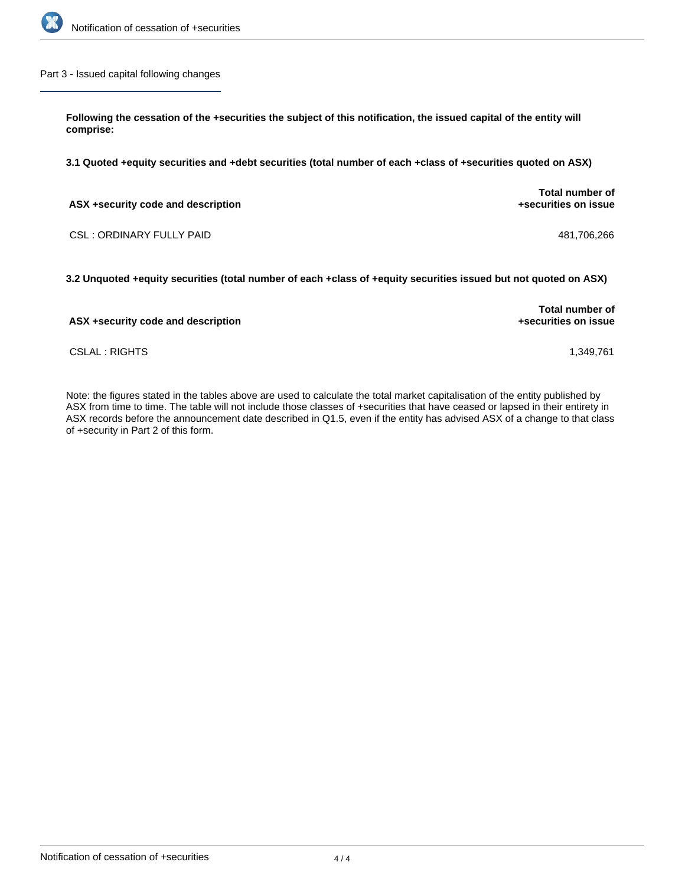## Part 3 - Issued capital following changes

**Following the cessation of the +securities the subject of this notification, the issued capital of the entity will comprise:**

**3.1 Quoted +equity securities and +debt securities (total number of each +class of +securities quoted on ASX)**

| ASX +security code and description | Total number of +securities on issue |
|---|---|
| CSL : ORDINARY FULLY PAID | 481,706,266 |

**3.2 Unquoted +equity securities (total number of each +class of +equity securities issued but not quoted on ASX)**

| ASX +security code and description | Total number of +securities on issue |
|---|---|
| CSLAL : RIGHTS | 1,349,761 |

Note: the figures stated in the tables above are used to calculate the total market capitalisation of the entity published by ASX from time to time. The table will not include those classes of +securities that have ceased or lapsed in their entirety in ASX records before the announcement date described in Q1.5, even if the entity has advised ASX of a change to that class of +security in Part 2 of this form.